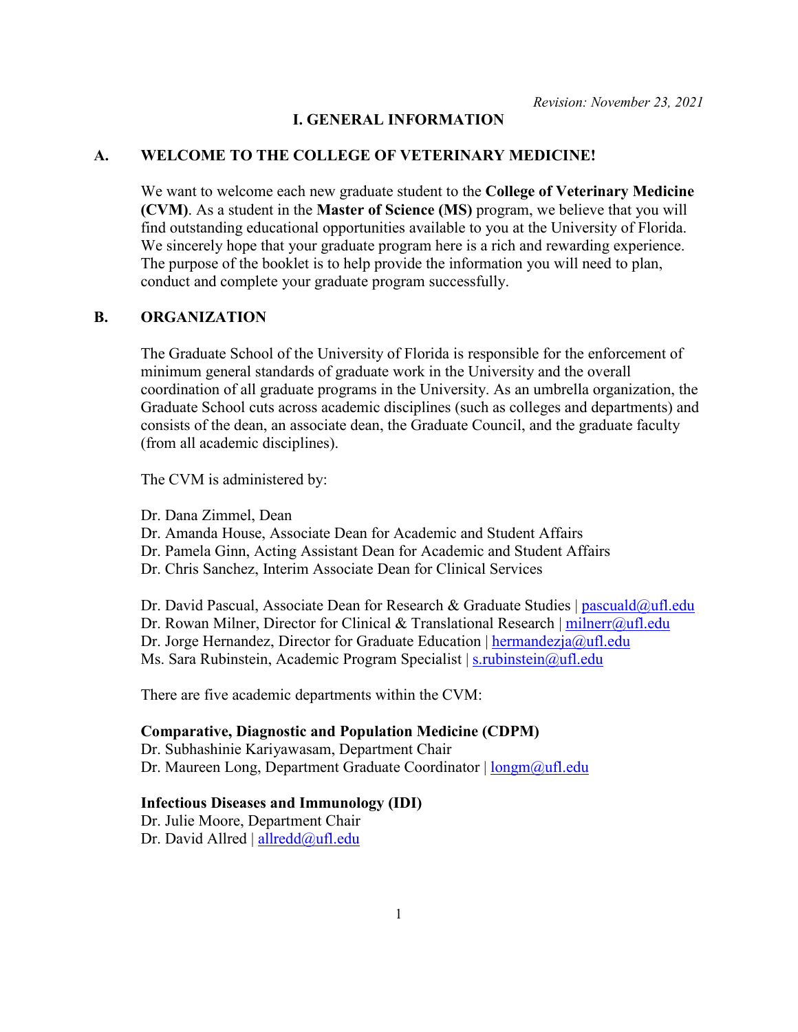*Revision: November 23, 2021*

# I. GENERAL INFORMATION

## A. WELCOME TO THE COLLEGE OF VETERINARY MEDICINE!

We want to welcome each new graduate student to the **College of Veterinary Medicine (CVM)**. As a student in the **Master of Science (MS)** program, we believe that you will find outstanding educational opportunities available to you at the University of Florida. We sincerely hope that your graduate program here is a rich and rewarding experience. The purpose of the booklet is to help provide the information you will need to plan, conduct and complete your graduate program successfully.

## B. ORGANIZATION

The Graduate School of the University of Florida is responsible for the enforcement of minimum general standards of graduate work in the University and the overall coordination of all graduate programs in the University. As an umbrella organization, the Graduate School cuts across academic disciplines (such as colleges and departments) and consists of the dean, an associate dean, the Graduate Council, and the graduate faculty (from all academic disciplines).

The CVM is administered by:

Dr. Dana Zimmel, Dean
Dr. Amanda House, Associate Dean for Academic and Student Affairs
Dr. Pamela Ginn, Acting Assistant Dean for Academic and Student Affairs
Dr. Chris Sanchez, Interim Associate Dean for Clinical Services

Dr. David Pascual, Associate Dean for Research & Graduate Studies | pascuald@ufl.edu
Dr. Rowan Milner, Director for Clinical & Translational Research | milnerr@ufl.edu
Dr. Jorge Hernandez, Director for Graduate Education | hermandezja@ufl.edu
Ms. Sara Rubinstein, Academic Program Specialist | s.rubinstein@ufl.edu

There are five academic departments within the CVM:

**Comparative, Diagnostic and Population Medicine (CDPM)**
Dr. Subhashinie Kariyawasam, Department Chair
Dr. Maureen Long, Department Graduate Coordinator | longm@ufl.edu

**Infectious Diseases and Immunology (IDI)**
Dr. Julie Moore, Department Chair
Dr. David Allred | allredd@ufl.edu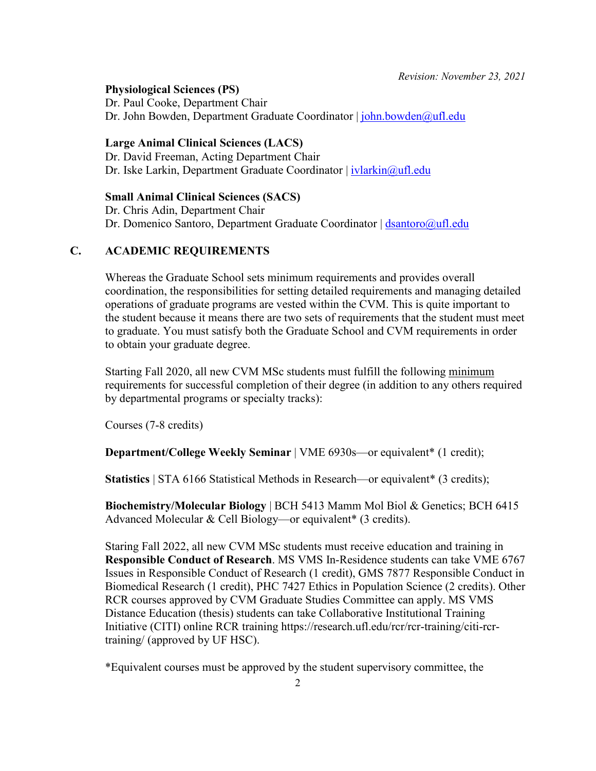*Revision: November 23, 2021*

**Physiological Sciences (PS)**
Dr. Paul Cooke, Department Chair
Dr. John Bowden, Department Graduate Coordinator | john.bowden@ufl.edu

**Large Animal Clinical Sciences (LACS)**
Dr. David Freeman, Acting Department Chair
Dr. Iske Larkin, Department Graduate Coordinator | ivlarkin@ufl.edu

**Small Animal Clinical Sciences (SACS)**
Dr. Chris Adin, Department Chair
Dr. Domenico Santoro, Department Graduate Coordinator | dsantoro@ufl.edu

## C. ACADEMIC REQUIREMENTS

Whereas the Graduate School sets minimum requirements and provides overall coordination, the responsibilities for setting detailed requirements and managing detailed operations of graduate programs are vested within the CVM. This is quite important to the student because it means there are two sets of requirements that the student must meet to graduate. You must satisfy both the Graduate School and CVM requirements in order to obtain your graduate degree.

Starting Fall 2020, all new CVM MSc students must fulfill the following minimum requirements for successful completion of their degree (in addition to any others required by departmental programs or specialty tracks):

Courses (7-8 credits)

**Department/College Weekly Seminar** | VME 6930s—or equivalent* (1 credit);

**Statistics** | STA 6166 Statistical Methods in Research—or equivalent* (3 credits);

**Biochemistry/Molecular Biology** | BCH 5413 Mamm Mol Biol & Genetics; BCH 6415 Advanced Molecular & Cell Biology—or equivalent* (3 credits).

Staring Fall 2022, all new CVM MSc students must receive education and training in **Responsible Conduct of Research**. MS VMS In-Residence students can take VME 6767 Issues in Responsible Conduct of Research (1 credit), GMS 7877 Responsible Conduct in Biomedical Research (1 credit), PHC 7427 Ethics in Population Science (2 credits). Other RCR courses approved by CVM Graduate Studies Committee can apply. MS VMS Distance Education (thesis) students can take Collaborative Institutional Training Initiative (CITI) online RCR training https://research.ufl.edu/rcr/rcr-training/citi-rcr-training/ (approved by UF HSC).

*Equivalent courses must be approved by the student supervisory committee, the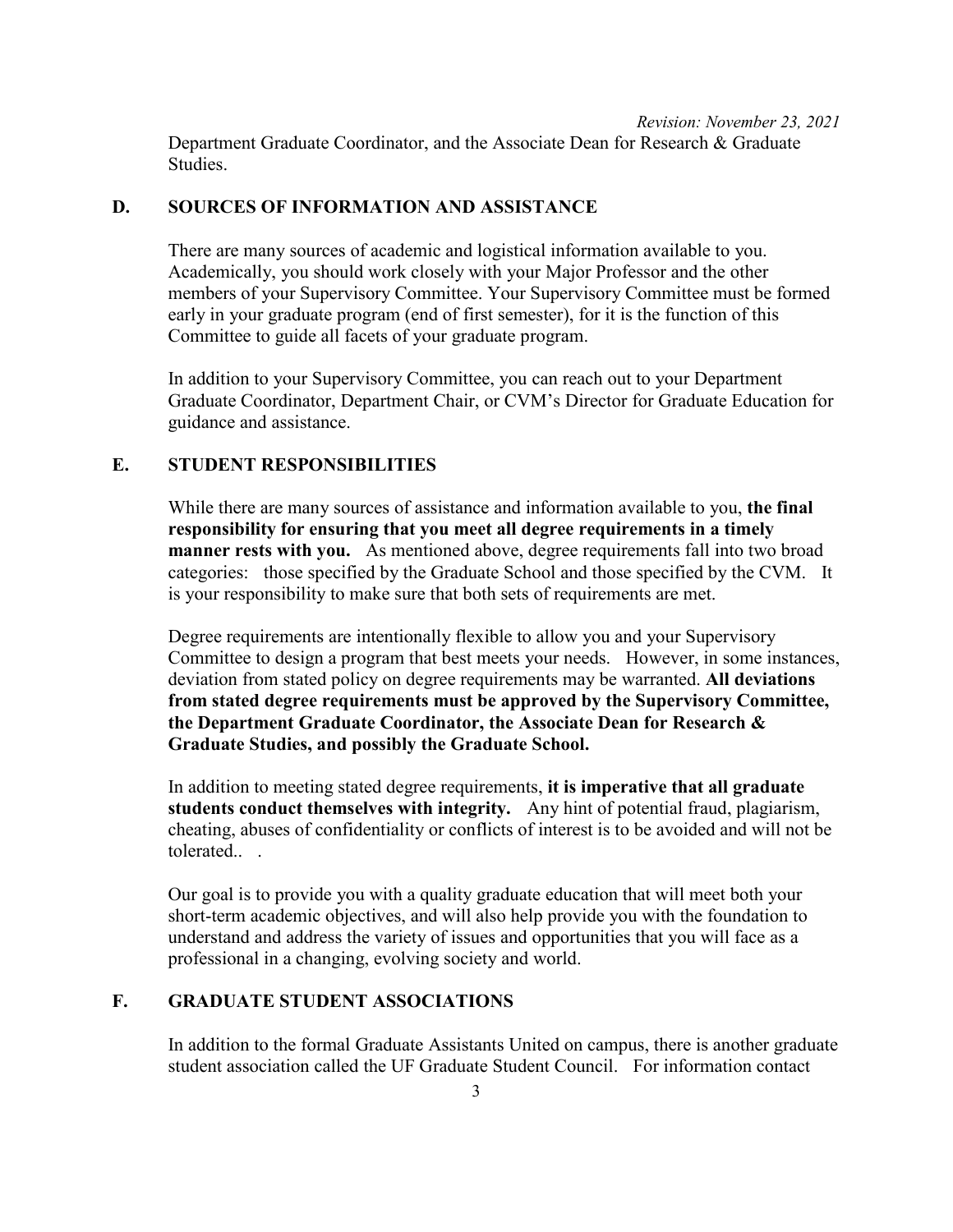Department Graduate Coordinator, and the Associate Dean for Research & Graduate Studies.

## D. SOURCES OF INFORMATION AND ASSISTANCE

There are many sources of academic and logistical information available to you. Academically, you should work closely with your Major Professor and the other members of your Supervisory Committee. Your Supervisory Committee must be formed early in your graduate program (end of first semester), for it is the function of this Committee to guide all facets of your graduate program.

In addition to your Supervisory Committee, you can reach out to your Department Graduate Coordinator, Department Chair, or CVM's Director for Graduate Education for guidance and assistance.

## E. STUDENT RESPONSIBILITIES

While there are many sources of assistance and information available to you, **the final responsibility for ensuring that you meet all degree requirements in a timely manner rests with you.** As mentioned above, degree requirements fall into two broad categories: those specified by the Graduate School and those specified by the CVM. It is your responsibility to make sure that both sets of requirements are met.

Degree requirements are intentionally flexible to allow you and your Supervisory Committee to design a program that best meets your needs. However, in some instances, deviation from stated policy on degree requirements may be warranted. **All deviations from stated degree requirements must be approved by the Supervisory Committee, the Department Graduate Coordinator, the Associate Dean for Research & Graduate Studies, and possibly the Graduate School.**

In addition to meeting stated degree requirements, **it is imperative that all graduate students conduct themselves with integrity.** Any hint of potential fraud, plagiarism, cheating, abuses of confidentiality or conflicts of interest is to be avoided and will not be tolerated.. .

Our goal is to provide you with a quality graduate education that will meet both your short-term academic objectives, and will also help provide you with the foundation to understand and address the variety of issues and opportunities that you will face as a professional in a changing, evolving society and world.

## F. GRADUATE STUDENT ASSOCIATIONS

In addition to the formal Graduate Assistants United on campus, there is another graduate student association called the UF Graduate Student Council. For information contact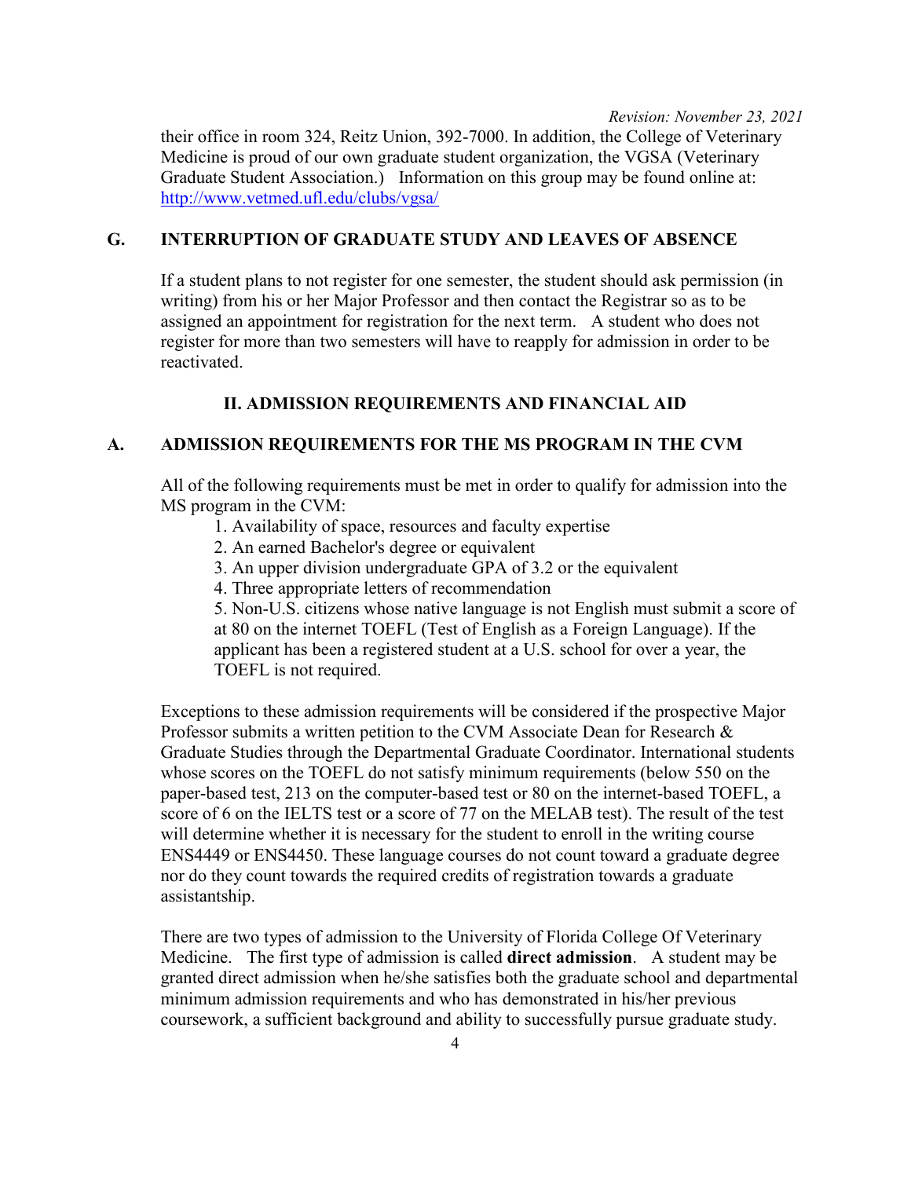their office in room 324, Reitz Union, 392-7000. In addition, the College of Veterinary Medicine is proud of our own graduate student organization, the VGSA (Veterinary Graduate Student Association.) Information on this group may be found online at: http://www.vetmed.ufl.edu/clubs/vgsa/

## G. INTERRUPTION OF GRADUATE STUDY AND LEAVES OF ABSENCE

If a student plans to not register for one semester, the student should ask permission (in writing) from his or her Major Professor and then contact the Registrar so as to be assigned an appointment for registration for the next term. A student who does not register for more than two semesters will have to reapply for admission in order to be reactivated.

# II. ADMISSION REQUIREMENTS AND FINANCIAL AID

## A. ADMISSION REQUIREMENTS FOR THE MS PROGRAM IN THE CVM

All of the following requirements must be met in order to qualify for admission into the MS program in the CVM:

1. Availability of space, resources and faculty expertise
2. An earned Bachelor's degree or equivalent
3. An upper division undergraduate GPA of 3.2 or the equivalent
4. Three appropriate letters of recommendation
5. Non-U.S. citizens whose native language is not English must submit a score of at 80 on the internet TOEFL (Test of English as a Foreign Language). If the applicant has been a registered student at a U.S. school for over a year, the TOEFL is not required.

Exceptions to these admission requirements will be considered if the prospective Major Professor submits a written petition to the CVM Associate Dean for Research & Graduate Studies through the Departmental Graduate Coordinator. International students whose scores on the TOEFL do not satisfy minimum requirements (below 550 on the paper-based test, 213 on the computer-based test or 80 on the internet-based TOEFL, a score of 6 on the IELTS test or a score of 77 on the MELAB test). The result of the test will determine whether it is necessary for the student to enroll in the writing course ENS4449 or ENS4450. These language courses do not count toward a graduate degree nor do they count towards the required credits of registration towards a graduate assistantship.

There are two types of admission to the University of Florida College Of Veterinary Medicine. The first type of admission is called **direct admission**. A student may be granted direct admission when he/she satisfies both the graduate school and departmental minimum admission requirements and who has demonstrated in his/her previous coursework, a sufficient background and ability to successfully pursue graduate study.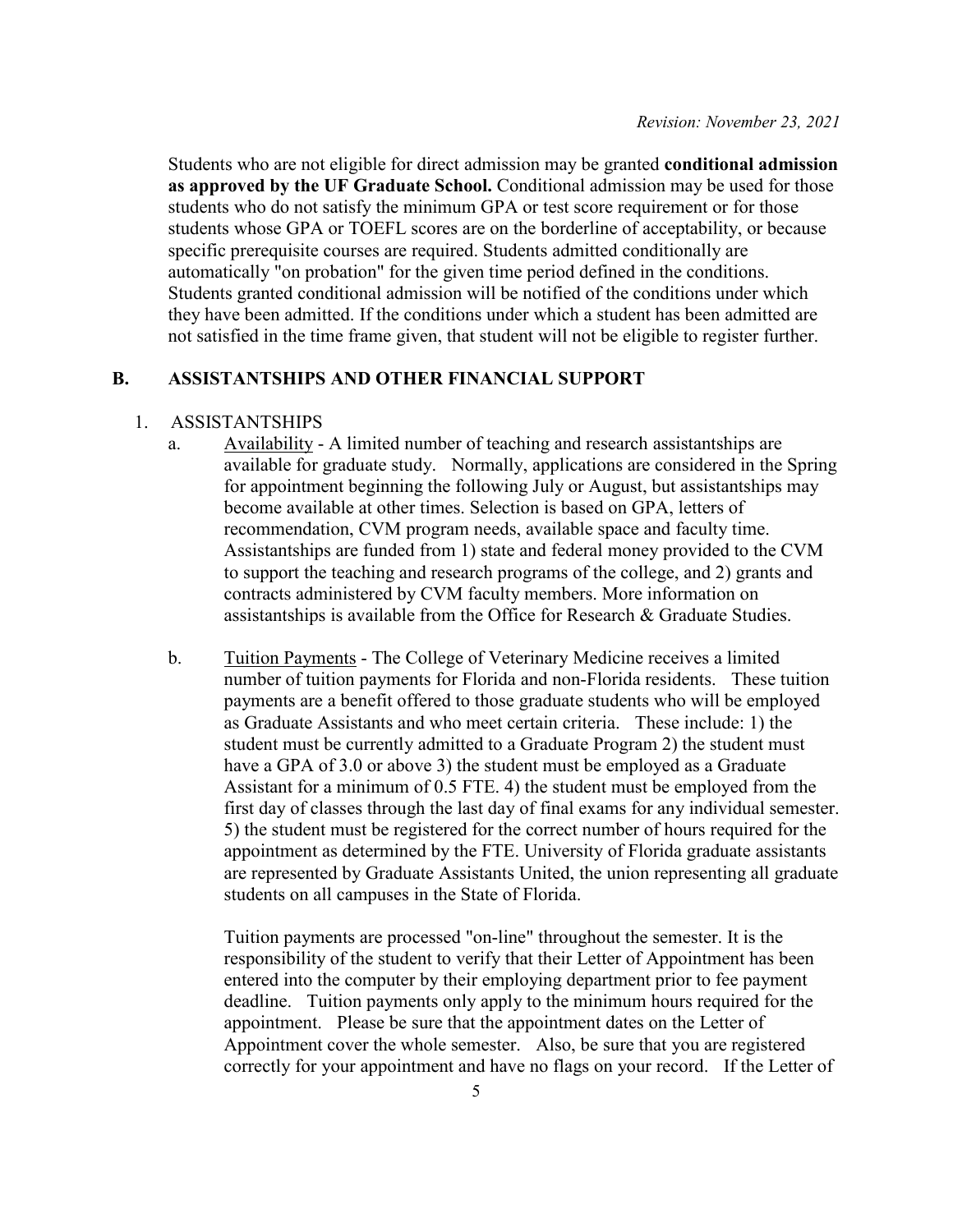Students who are not eligible for direct admission may be granted **conditional admission as approved by the UF Graduate School.** Conditional admission may be used for those students who do not satisfy the minimum GPA or test score requirement or for those students whose GPA or TOEFL scores are on the borderline of acceptability, or because specific prerequisite courses are required. Students admitted conditionally are automatically "on probation" for the given time period defined in the conditions. Students granted conditional admission will be notified of the conditions under which they have been admitted. If the conditions under which a student has been admitted are not satisfied in the time frame given, that student will not be eligible to register further.

## B. ASSISTANTSHIPS AND OTHER FINANCIAL SUPPORT

### 1. ASSISTANTSHIPS

a. Availability - A limited number of teaching and research assistantships are available for graduate study. Normally, applications are considered in the Spring for appointment beginning the following July or August, but assistantships may become available at other times. Selection is based on GPA, letters of recommendation, CVM program needs, available space and faculty time. Assistantships are funded from 1) state and federal money provided to the CVM to support the teaching and research programs of the college, and 2) grants and contracts administered by CVM faculty members. More information on assistantships is available from the Office for Research & Graduate Studies.

b. Tuition Payments - The College of Veterinary Medicine receives a limited number of tuition payments for Florida and non-Florida residents. These tuition payments are a benefit offered to those graduate students who will be employed as Graduate Assistants and who meet certain criteria. These include: 1) the student must be currently admitted to a Graduate Program 2) the student must have a GPA of 3.0 or above 3) the student must be employed as a Graduate Assistant for a minimum of 0.5 FTE. 4) the student must be employed from the first day of classes through the last day of final exams for any individual semester. 5) the student must be registered for the correct number of hours required for the appointment as determined by the FTE. University of Florida graduate assistants are represented by Graduate Assistants United, the union representing all graduate students on all campuses in the State of Florida.

Tuition payments are processed "on-line" throughout the semester. It is the responsibility of the student to verify that their Letter of Appointment has been entered into the computer by their employing department prior to fee payment deadline. Tuition payments only apply to the minimum hours required for the appointment. Please be sure that the appointment dates on the Letter of Appointment cover the whole semester. Also, be sure that you are registered correctly for your appointment and have no flags on your record. If the Letter of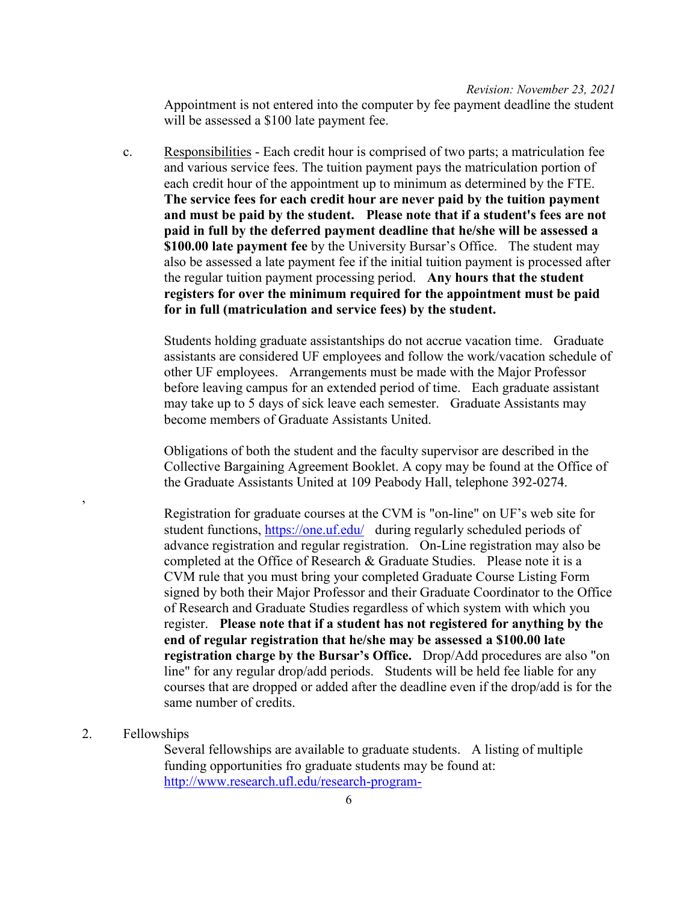*Revision: November 23, 2021*

Appointment is not entered into the computer by fee payment deadline the student will be assessed a $100 late payment fee.

c. Responsibilities - Each credit hour is comprised of two parts; a matriculation fee and various service fees. The tuition payment pays the matriculation portion of each credit hour of the appointment up to minimum as determined by the FTE. **The service fees for each credit hour are never paid by the tuition payment and must be paid by the student. Please note that if a student's fees are not paid in full by the deferred payment deadline that he/she will be assessed a $100.00 late payment fee** by the University Bursar's Office. The student may also be assessed a late payment fee if the initial tuition payment is processed after the regular tuition payment processing period. **Any hours that the student registers for over the minimum required for the appointment must be paid for in full (matriculation and service fees) by the student.**

Students holding graduate assistantships do not accrue vacation time. Graduate assistants are considered UF employees and follow the work/vacation schedule of other UF employees. Arrangements must be made with the Major Professor before leaving campus for an extended period of time. Each graduate assistant may take up to 5 days of sick leave each semester. Graduate Assistants may become members of Graduate Assistants United.

Obligations of both the student and the faculty supervisor are described in the Collective Bargaining Agreement Booklet. A copy may be found at the Office of the Graduate Assistants United at 109 Peabody Hall, telephone 392-0274.

,

Registration for graduate courses at the CVM is "on-line" on UF's web site for student functions, https://one.uf.edu/ during regularly scheduled periods of advance registration and regular registration. On-Line registration may also be completed at the Office of Research & Graduate Studies. Please note it is a CVM rule that you must bring your completed Graduate Course Listing Form signed by both their Major Professor and their Graduate Coordinator to the Office of Research and Graduate Studies regardless of which system with which you register. **Please note that if a student has not registered for anything by the end of regular registration that he/she may be assessed a $100.00 late registration charge by the Bursar's Office.** Drop/Add procedures are also "on line" for any regular drop/add periods. Students will be held fee liable for any courses that are dropped or added after the deadline even if the drop/add is for the same number of credits.

2. Fellowships

Several fellowships are available to graduate students. A listing of multiple funding opportunities fro graduate students may be found at: http://www.research.ufl.edu/research-program-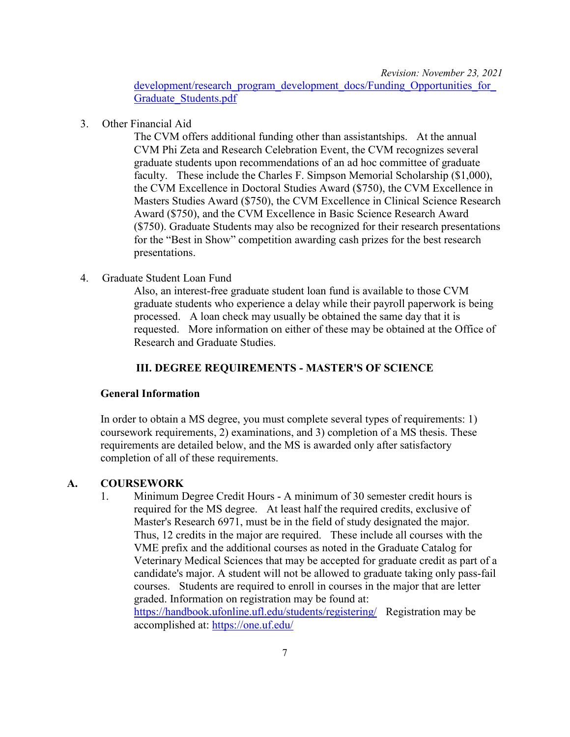development/research_program_development_docs/Funding_Opportunities_for_Graduate_Students.pdf

3. Other Financial Aid

   The CVM offers additional funding other than assistantships. At the annual CVM Phi Zeta and Research Celebration Event, the CVM recognizes several graduate students upon recommendations of an ad hoc committee of graduate faculty. These include the Charles F. Simpson Memorial Scholarship ($1,000), the CVM Excellence in Doctoral Studies Award ($750), the CVM Excellence in Masters Studies Award ($750), the CVM Excellence in Clinical Science Research Award ($750), and the CVM Excellence in Basic Science Research Award ($750). Graduate Students may also be recognized for their research presentations for the "Best in Show" competition awarding cash prizes for the best research presentations.

4. Graduate Student Loan Fund

   Also, an interest-free graduate student loan fund is available to those CVM graduate students who experience a delay while their payroll paperwork is being processed. A loan check may usually be obtained the same day that it is requested. More information on either of these may be obtained at the Office of Research and Graduate Studies.

## III. DEGREE REQUIREMENTS - MASTER'S OF SCIENCE

### General Information

In order to obtain a MS degree, you must complete several types of requirements: 1) coursework requirements, 2) examinations, and 3) completion of a MS thesis. These requirements are detailed below, and the MS is awarded only after satisfactory completion of all of these requirements.

### A. COURSEWORK

1. Minimum Degree Credit Hours - A minimum of 30 semester credit hours is required for the MS degree. At least half the required credits, exclusive of Master's Research 6971, must be in the field of study designated the major. Thus, 12 credits in the major are required. These include all courses with the VME prefix and the additional courses as noted in the Graduate Catalog for Veterinary Medical Sciences that may be accepted for graduate credit as part of a candidate's major. A student will not be allowed to graduate taking only pass-fail courses. Students are required to enroll in courses in the major that are letter graded. Information on registration may be found at: https://handbook.ufonline.ufl.edu/students/registering/ Registration may be accomplished at: https://one.uf.edu/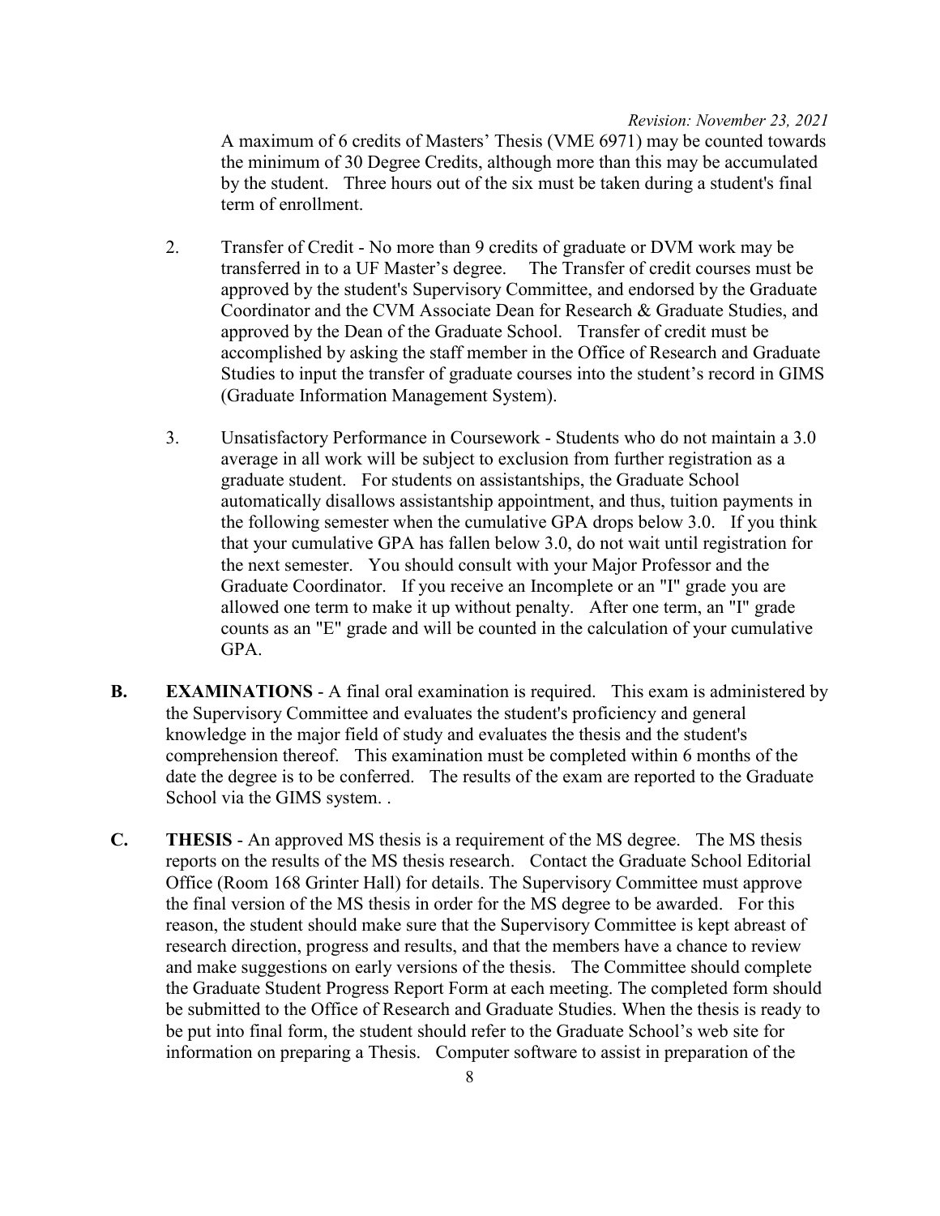A maximum of 6 credits of Masters' Thesis (VME 6971) may be counted towards the minimum of 30 Degree Credits, although more than this may be accumulated by the student. Three hours out of the six must be taken during a student's final term of enrollment.

2. Transfer of Credit - No more than 9 credits of graduate or DVM work may be transferred in to a UF Master's degree. The Transfer of credit courses must be approved by the student's Supervisory Committee, and endorsed by the Graduate Coordinator and the CVM Associate Dean for Research & Graduate Studies, and approved by the Dean of the Graduate School. Transfer of credit must be accomplished by asking the staff member in the Office of Research and Graduate Studies to input the transfer of graduate courses into the student's record in GIMS (Graduate Information Management System).

3. Unsatisfactory Performance in Coursework - Students who do not maintain a 3.0 average in all work will be subject to exclusion from further registration as a graduate student. For students on assistantships, the Graduate School automatically disallows assistantship appointment, and thus, tuition payments in the following semester when the cumulative GPA drops below 3.0. If you think that your cumulative GPA has fallen below 3.0, do not wait until registration for the next semester. You should consult with your Major Professor and the Graduate Coordinator. If you receive an Incomplete or an "I" grade you are allowed one term to make it up without penalty. After one term, an "I" grade counts as an "E" grade and will be counted in the calculation of your cumulative GPA.

**B. EXAMINATIONS** - A final oral examination is required. This exam is administered by the Supervisory Committee and evaluates the student's proficiency and general knowledge in the major field of study and evaluates the thesis and the student's comprehension thereof. This examination must be completed within 6 months of the date the degree is to be conferred. The results of the exam are reported to the Graduate School via the GIMS system. .

**C. THESIS** - An approved MS thesis is a requirement of the MS degree. The MS thesis reports on the results of the MS thesis research. Contact the Graduate School Editorial Office (Room 168 Grinter Hall) for details. The Supervisory Committee must approve the final version of the MS thesis in order for the MS degree to be awarded. For this reason, the student should make sure that the Supervisory Committee is kept abreast of research direction, progress and results, and that the members have a chance to review and make suggestions on early versions of the thesis. The Committee should complete the Graduate Student Progress Report Form at each meeting. The completed form should be submitted to the Office of Research and Graduate Studies. When the thesis is ready to be put into final form, the student should refer to the Graduate School's web site for information on preparing a Thesis. Computer software to assist in preparation of the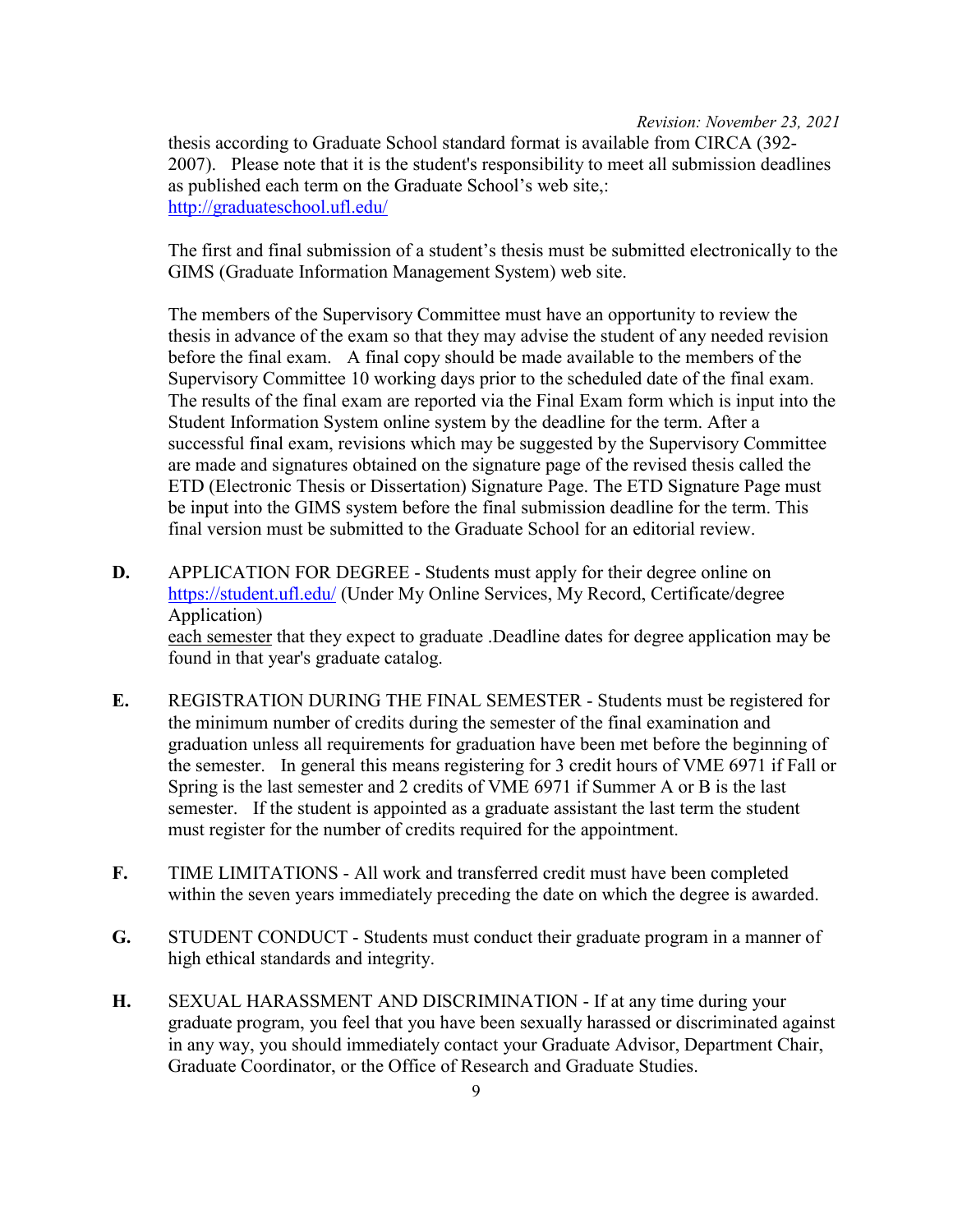thesis according to Graduate School standard format is available from CIRCA (392-2007). Please note that it is the student's responsibility to meet all submission deadlines as published each term on the Graduate School's web site,: http://graduateschool.ufl.edu/

The first and final submission of a student's thesis must be submitted electronically to the GIMS (Graduate Information Management System) web site.

The members of the Supervisory Committee must have an opportunity to review the thesis in advance of the exam so that they may advise the student of any needed revision before the final exam. A final copy should be made available to the members of the Supervisory Committee 10 working days prior to the scheduled date of the final exam. The results of the final exam are reported via the Final Exam form which is input into the Student Information System online system by the deadline for the term. After a successful final exam, revisions which may be suggested by the Supervisory Committee are made and signatures obtained on the signature page of the revised thesis called the ETD (Electronic Thesis or Dissertation) Signature Page. The ETD Signature Page must be input into the GIMS system before the final submission deadline for the term. This final version must be submitted to the Graduate School for an editorial review.

**D.** APPLICATION FOR DEGREE - Students must apply for their degree online on https://student.ufl.edu/ (Under My Online Services, My Record, Certificate/degree Application) each semester that they expect to graduate .Deadline dates for degree application may be found in that year's graduate catalog.

**E.** REGISTRATION DURING THE FINAL SEMESTER - Students must be registered for the minimum number of credits during the semester of the final examination and graduation unless all requirements for graduation have been met before the beginning of the semester. In general this means registering for 3 credit hours of VME 6971 if Fall or Spring is the last semester and 2 credits of VME 6971 if Summer A or B is the last semester. If the student is appointed as a graduate assistant the last term the student must register for the number of credits required for the appointment.

**F.** TIME LIMITATIONS - All work and transferred credit must have been completed within the seven years immediately preceding the date on which the degree is awarded.

**G.** STUDENT CONDUCT - Students must conduct their graduate program in a manner of high ethical standards and integrity.

**H.** SEXUAL HARASSMENT AND DISCRIMINATION - If at any time during your graduate program, you feel that you have been sexually harassed or discriminated against in any way, you should immediately contact your Graduate Advisor, Department Chair, Graduate Coordinator, or the Office of Research and Graduate Studies.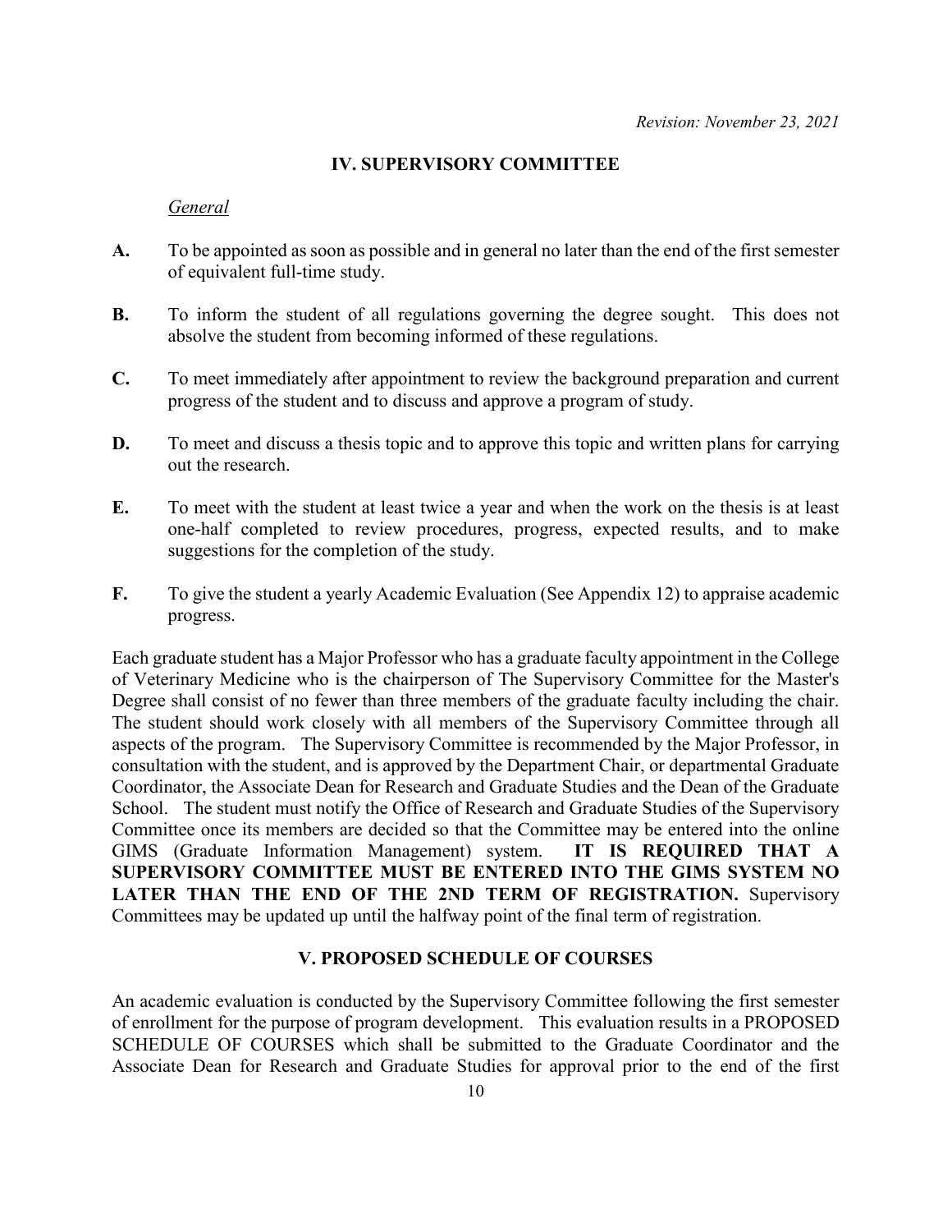*Revision: November 23, 2021*

## IV. SUPERVISORY COMMITTEE

*General*

**A.** To be appointed as soon as possible and in general no later than the end of the first semester of equivalent full-time study.

**B.** To inform the student of all regulations governing the degree sought. This does not absolve the student from becoming informed of these regulations.

**C.** To meet immediately after appointment to review the background preparation and current progress of the student and to discuss and approve a program of study.

**D.** To meet and discuss a thesis topic and to approve this topic and written plans for carrying out the research.

**E.** To meet with the student at least twice a year and when the work on the thesis is at least one-half completed to review procedures, progress, expected results, and to make suggestions for the completion of the study.

**F.** To give the student a yearly Academic Evaluation (See Appendix 12) to appraise academic progress.

Each graduate student has a Major Professor who has a graduate faculty appointment in the College of Veterinary Medicine who is the chairperson of The Supervisory Committee for the Master's Degree shall consist of no fewer than three members of the graduate faculty including the chair. The student should work closely with all members of the Supervisory Committee through all aspects of the program. The Supervisory Committee is recommended by the Major Professor, in consultation with the student, and is approved by the Department Chair, or departmental Graduate Coordinator, the Associate Dean for Research and Graduate Studies and the Dean of the Graduate School. The student must notify the Office of Research and Graduate Studies of the Supervisory Committee once its members are decided so that the Committee may be entered into the online GIMS (Graduate Information Management) system. **IT IS REQUIRED THAT A SUPERVISORY COMMITTEE MUST BE ENTERED INTO THE GIMS SYSTEM NO LATER THAN THE END OF THE 2ND TERM OF REGISTRATION.** Supervisory Committees may be updated up until the halfway point of the final term of registration.

## V. PROPOSED SCHEDULE OF COURSES

An academic evaluation is conducted by the Supervisory Committee following the first semester of enrollment for the purpose of program development. This evaluation results in a PROPOSED SCHEDULE OF COURSES which shall be submitted to the Graduate Coordinator and the Associate Dean for Research and Graduate Studies for approval prior to the end of the first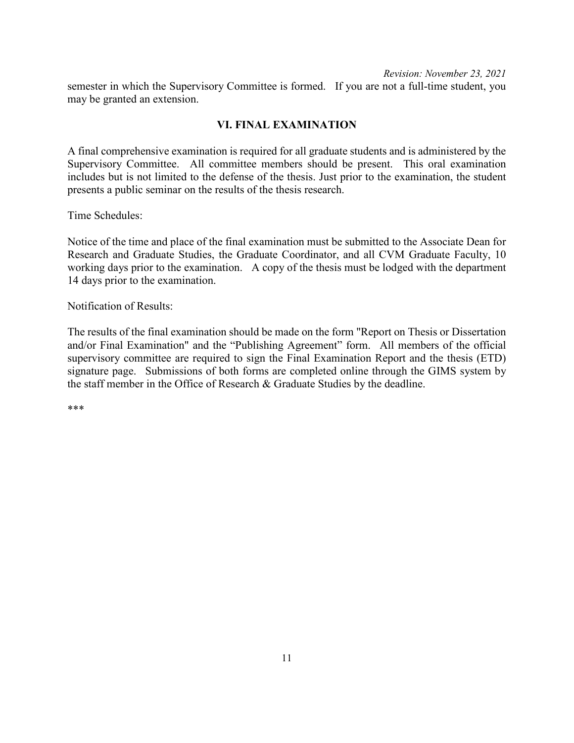semester in which the Supervisory Committee is formed. If you are not a full-time student, you may be granted an extension.

## VI. FINAL EXAMINATION

A final comprehensive examination is required for all graduate students and is administered by the Supervisory Committee. All committee members should be present. This oral examination includes but is not limited to the defense of the thesis. Just prior to the examination, the student presents a public seminar on the results of the thesis research.

Time Schedules:

Notice of the time and place of the final examination must be submitted to the Associate Dean for Research and Graduate Studies, the Graduate Coordinator, and all CVM Graduate Faculty, 10 working days prior to the examination. A copy of the thesis must be lodged with the department 14 days prior to the examination.

Notification of Results:

The results of the final examination should be made on the form "Report on Thesis or Dissertation and/or Final Examination" and the "Publishing Agreement" form. All members of the official supervisory committee are required to sign the Final Examination Report and the thesis (ETD) signature page. Submissions of both forms are completed online through the GIMS system by the staff member in the Office of Research & Graduate Studies by the deadline.

***